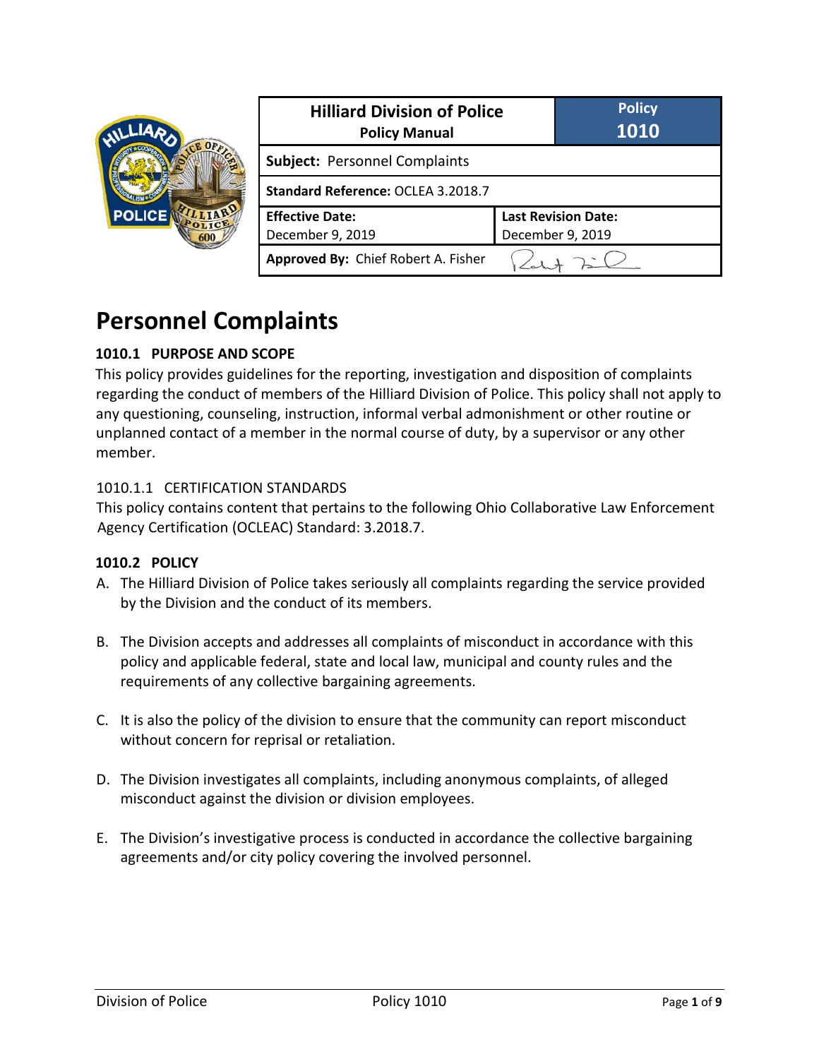| Hilliard Division of Police<br>Policy Manual | | Policy<br>1010 |
|---|---|---|
| **Subject:** Personnel Complaints | | |
| **Standard Reference:** OCLEA 3.2018.7 | | |
| **Effective Date:**<br>December 9, 2019 | **Last Revision Date:**<br>December 9, 2019 | |
| **Approved By:** Chief Robert A. Fisher | | |

# Personnel Complaints

## 1010.1 PURPOSE AND SCOPE

This policy provides guidelines for the reporting, investigation and disposition of complaints regarding the conduct of members of the Hilliard Division of Police. This policy shall not apply to any questioning, counseling, instruction, informal verbal admonishment or other routine or unplanned contact of a member in the normal course of duty, by a supervisor or any other member.

### 1010.1.1 CERTIFICATION STANDARDS

This policy contains content that pertains to the following Ohio Collaborative Law Enforcement Agency Certification (OCLEAC) Standard: 3.2018.7.

## 1010.2 POLICY

A. The Hilliard Division of Police takes seriously all complaints regarding the service provided by the Division and the conduct of its members.

B. The Division accepts and addresses all complaints of misconduct in accordance with this policy and applicable federal, state and local law, municipal and county rules and the requirements of any collective bargaining agreements.

C. It is also the policy of the division to ensure that the community can report misconduct without concern for reprisal or retaliation.

D. The Division investigates all complaints, including anonymous complaints, of alleged misconduct against the division or division employees.

E. The Division's investigative process is conducted in accordance the collective bargaining agreements and/or city policy covering the involved personnel.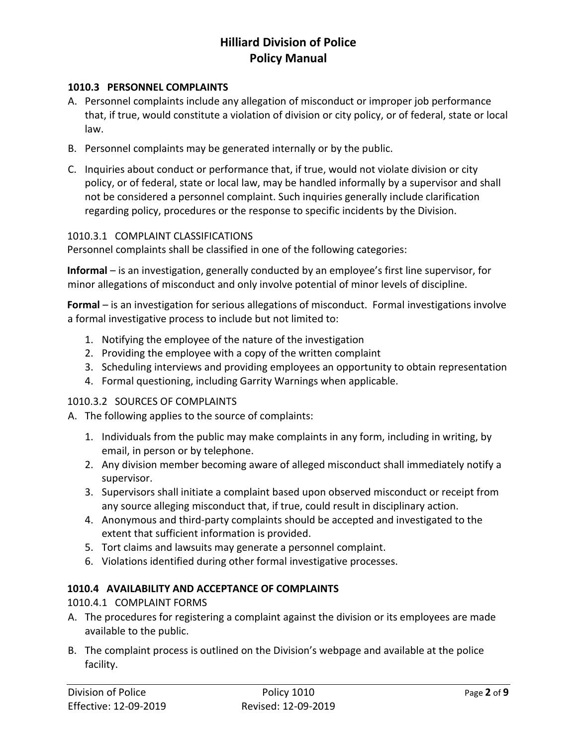## 1010.3 PERSONNEL COMPLAINTS

A. Personnel complaints include any allegation of misconduct or improper job performance that, if true, would constitute a violation of division or city policy, or of federal, state or local law.

B. Personnel complaints may be generated internally or by the public.

C. Inquiries about conduct or performance that, if true, would not violate division or city policy, or of federal, state or local law, may be handled informally by a supervisor and shall not be considered a personnel complaint. Such inquiries generally include clarification regarding policy, procedures or the response to specific incidents by the Division.

### 1010.3.1 COMPLAINT CLASSIFICATIONS

Personnel complaints shall be classified in one of the following categories:

**Informal** – is an investigation, generally conducted by an employee's first line supervisor, for minor allegations of misconduct and only involve potential of minor levels of discipline.

**Formal** – is an investigation for serious allegations of misconduct. Formal investigations involve a formal investigative process to include but not limited to:

1. Notifying the employee of the nature of the investigation
2. Providing the employee with a copy of the written complaint
3. Scheduling interviews and providing employees an opportunity to obtain representation
4. Formal questioning, including Garrity Warnings when applicable.

### 1010.3.2 SOURCES OF COMPLAINTS

A. The following applies to the source of complaints:

1. Individuals from the public may make complaints in any form, including in writing, by email, in person or by telephone.
2. Any division member becoming aware of alleged misconduct shall immediately notify a supervisor.
3. Supervisors shall initiate a complaint based upon observed misconduct or receipt from any source alleging misconduct that, if true, could result in disciplinary action.
4. Anonymous and third-party complaints should be accepted and investigated to the extent that sufficient information is provided.
5. Tort claims and lawsuits may generate a personnel complaint.
6. Violations identified during other formal investigative processes.

## 1010.4 AVAILABILITY AND ACCEPTANCE OF COMPLAINTS

### 1010.4.1 COMPLAINT FORMS

A. The procedures for registering a complaint against the division or its employees are made available to the public.

B. The complaint process is outlined on the Division's webpage and available at the police facility.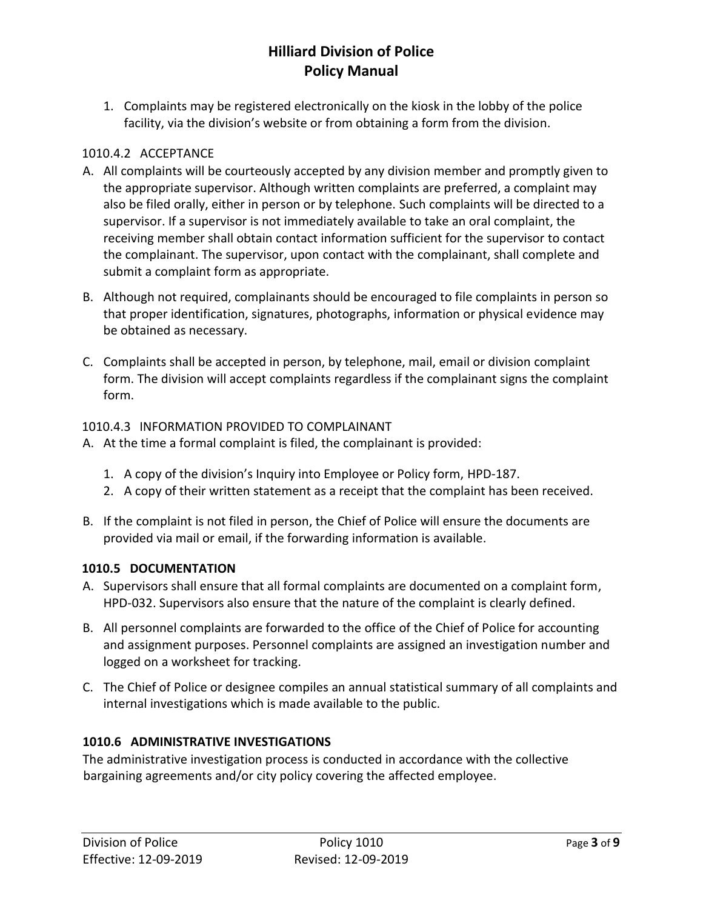1. Complaints may be registered electronically on the kiosk in the lobby of the police facility, via the division's website or from obtaining a form from the division.

#### 1010.4.2 ACCEPTANCE

A. All complaints will be courteously accepted by any division member and promptly given to the appropriate supervisor. Although written complaints are preferred, a complaint may also be filed orally, either in person or by telephone. Such complaints will be directed to a supervisor. If a supervisor is not immediately available to take an oral complaint, the receiving member shall obtain contact information sufficient for the supervisor to contact the complainant. The supervisor, upon contact with the complainant, shall complete and submit a complaint form as appropriate.

B. Although not required, complainants should be encouraged to file complaints in person so that proper identification, signatures, photographs, information or physical evidence may be obtained as necessary.

C. Complaints shall be accepted in person, by telephone, mail, email or division complaint form. The division will accept complaints regardless if the complainant signs the complaint form.

#### 1010.4.3 INFORMATION PROVIDED TO COMPLAINANT

A. At the time a formal complaint is filed, the complainant is provided:

   1. A copy of the division's Inquiry into Employee or Policy form, HPD-187.
   2. A copy of their written statement as a receipt that the complaint has been received.

B. If the complaint is not filed in person, the Chief of Police will ensure the documents are provided via mail or email, if the forwarding information is available.

### 1010.5 DOCUMENTATION

A. Supervisors shall ensure that all formal complaints are documented on a complaint form, HPD-032. Supervisors also ensure that the nature of the complaint is clearly defined.

B. All personnel complaints are forwarded to the office of the Chief of Police for accounting and assignment purposes. Personnel complaints are assigned an investigation number and logged on a worksheet for tracking.

C. The Chief of Police or designee compiles an annual statistical summary of all complaints and internal investigations which is made available to the public.

### 1010.6 ADMINISTRATIVE INVESTIGATIONS

The administrative investigation process is conducted in accordance with the collective bargaining agreements and/or city policy covering the affected employee.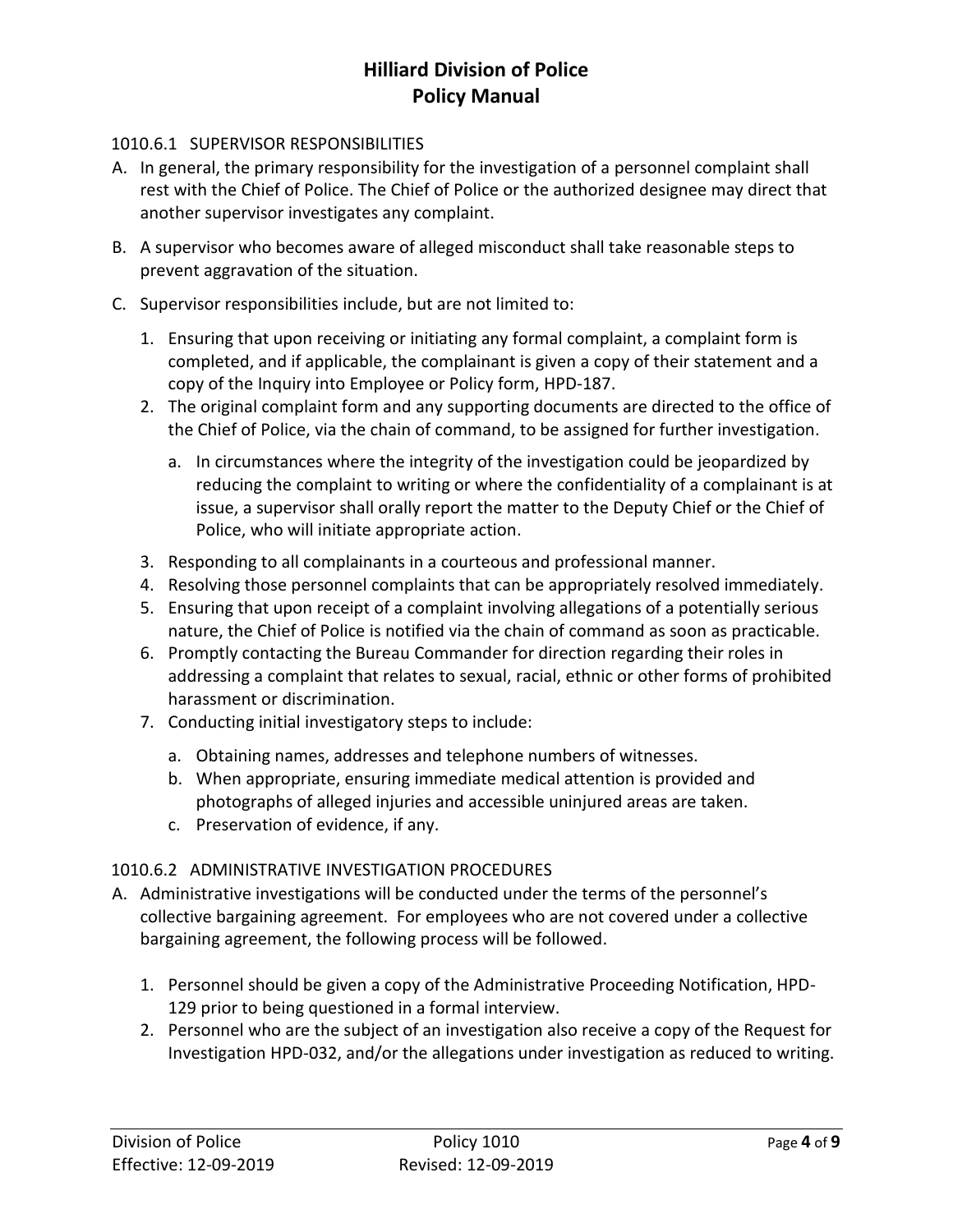#### 1010.6.1 SUPERVISOR RESPONSIBILITIES

A. In general, the primary responsibility for the investigation of a personnel complaint shall rest with the Chief of Police. The Chief of Police or the authorized designee may direct that another supervisor investigates any complaint.

B. A supervisor who becomes aware of alleged misconduct shall take reasonable steps to prevent aggravation of the situation.

C. Supervisor responsibilities include, but are not limited to:

   1. Ensuring that upon receiving or initiating any formal complaint, a complaint form is completed, and if applicable, the complainant is given a copy of their statement and a copy of the Inquiry into Employee or Policy form, HPD-187.
   2. The original complaint form and any supporting documents are directed to the office of the Chief of Police, via the chain of command, to be assigned for further investigation.
      a. In circumstances where the integrity of the investigation could be jeopardized by reducing the complaint to writing or where the confidentiality of a complainant is at issue, a supervisor shall orally report the matter to the Deputy Chief or the Chief of Police, who will initiate appropriate action.
   3. Responding to all complainants in a courteous and professional manner.
   4. Resolving those personnel complaints that can be appropriately resolved immediately.
   5. Ensuring that upon receipt of a complaint involving allegations of a potentially serious nature, the Chief of Police is notified via the chain of command as soon as practicable.
   6. Promptly contacting the Bureau Commander for direction regarding their roles in addressing a complaint that relates to sexual, racial, ethnic or other forms of prohibited harassment or discrimination.
   7. Conducting initial investigatory steps to include:
      a. Obtaining names, addresses and telephone numbers of witnesses.
      b. When appropriate, ensuring immediate medical attention is provided and photographs of alleged injuries and accessible uninjured areas are taken.
      c. Preservation of evidence, if any.

#### 1010.6.2 ADMINISTRATIVE INVESTIGATION PROCEDURES

A. Administrative investigations will be conducted under the terms of the personnel's collective bargaining agreement. For employees who are not covered under a collective bargaining agreement, the following process will be followed.

   1. Personnel should be given a copy of the Administrative Proceeding Notification, HPD-129 prior to being questioned in a formal interview.
   2. Personnel who are the subject of an investigation also receive a copy of the Request for Investigation HPD-032, and/or the allegations under investigation as reduced to writing.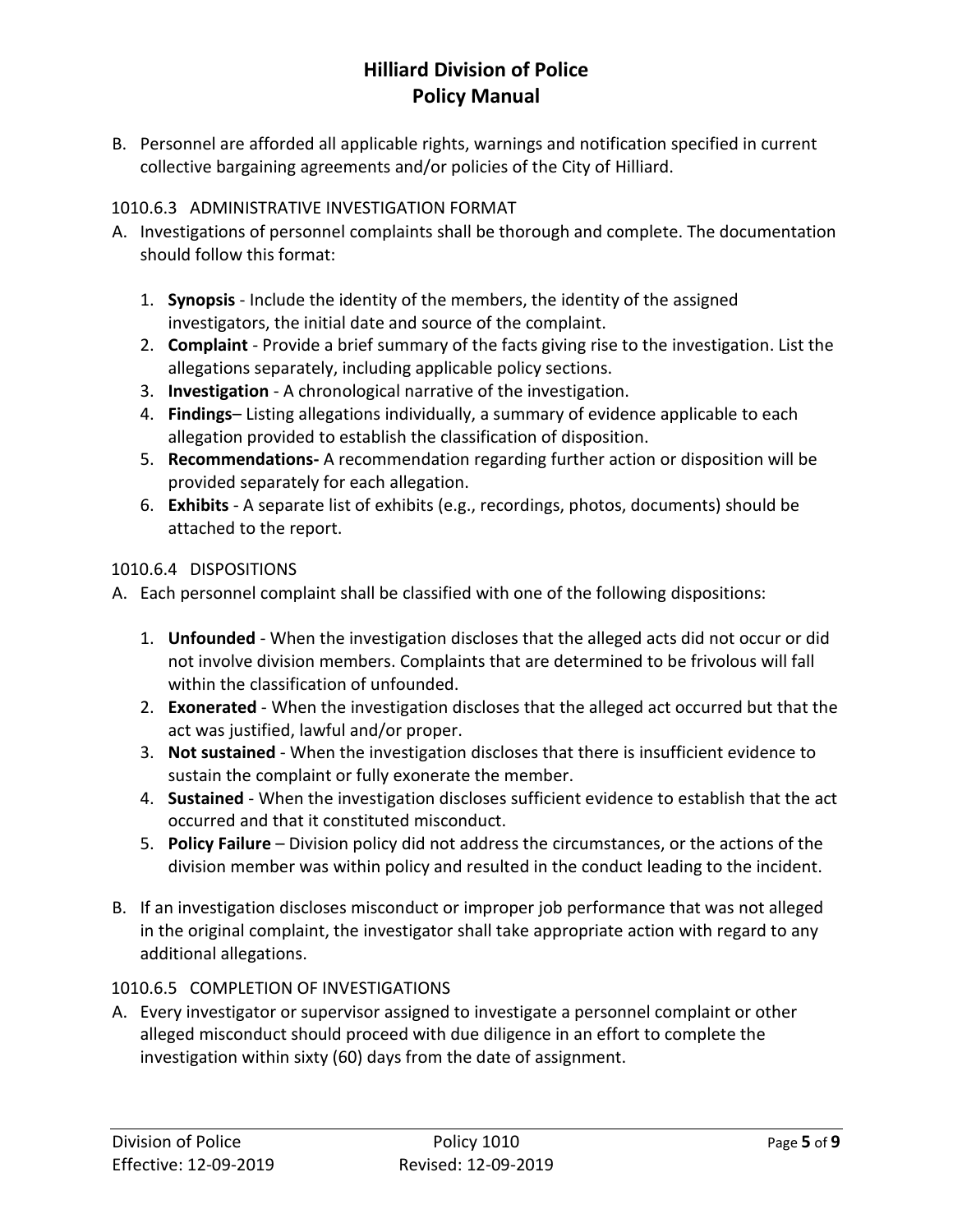B. Personnel are afforded all applicable rights, warnings and notification specified in current collective bargaining agreements and/or policies of the City of Hilliard.

### 1010.6.3 ADMINISTRATIVE INVESTIGATION FORMAT

A. Investigations of personnel complaints shall be thorough and complete. The documentation should follow this format:

   1. **Synopsis** - Include the identity of the members, the identity of the assigned investigators, the initial date and source of the complaint.
   2. **Complaint** - Provide a brief summary of the facts giving rise to the investigation. List the allegations separately, including applicable policy sections.
   3. **Investigation** - A chronological narrative of the investigation.
   4. **Findings**– Listing allegations individually, a summary of evidence applicable to each allegation provided to establish the classification of disposition.
   5. **Recommendations-** A recommendation regarding further action or disposition will be provided separately for each allegation.
   6. **Exhibits** - A separate list of exhibits (e.g., recordings, photos, documents) should be attached to the report.

### 1010.6.4 DISPOSITIONS

A. Each personnel complaint shall be classified with one of the following dispositions:

   1. **Unfounded** - When the investigation discloses that the alleged acts did not occur or did not involve division members. Complaints that are determined to be frivolous will fall within the classification of unfounded.
   2. **Exonerated** - When the investigation discloses that the alleged act occurred but that the act was justified, lawful and/or proper.
   3. **Not sustained** - When the investigation discloses that there is insufficient evidence to sustain the complaint or fully exonerate the member.
   4. **Sustained** - When the investigation discloses sufficient evidence to establish that the act occurred and that it constituted misconduct.
   5. **Policy Failure** – Division policy did not address the circumstances, or the actions of the division member was within policy and resulted in the conduct leading to the incident.

B. If an investigation discloses misconduct or improper job performance that was not alleged in the original complaint, the investigator shall take appropriate action with regard to any additional allegations.

### 1010.6.5 COMPLETION OF INVESTIGATIONS

A. Every investigator or supervisor assigned to investigate a personnel complaint or other alleged misconduct should proceed with due diligence in an effort to complete the investigation within sixty (60) days from the date of assignment.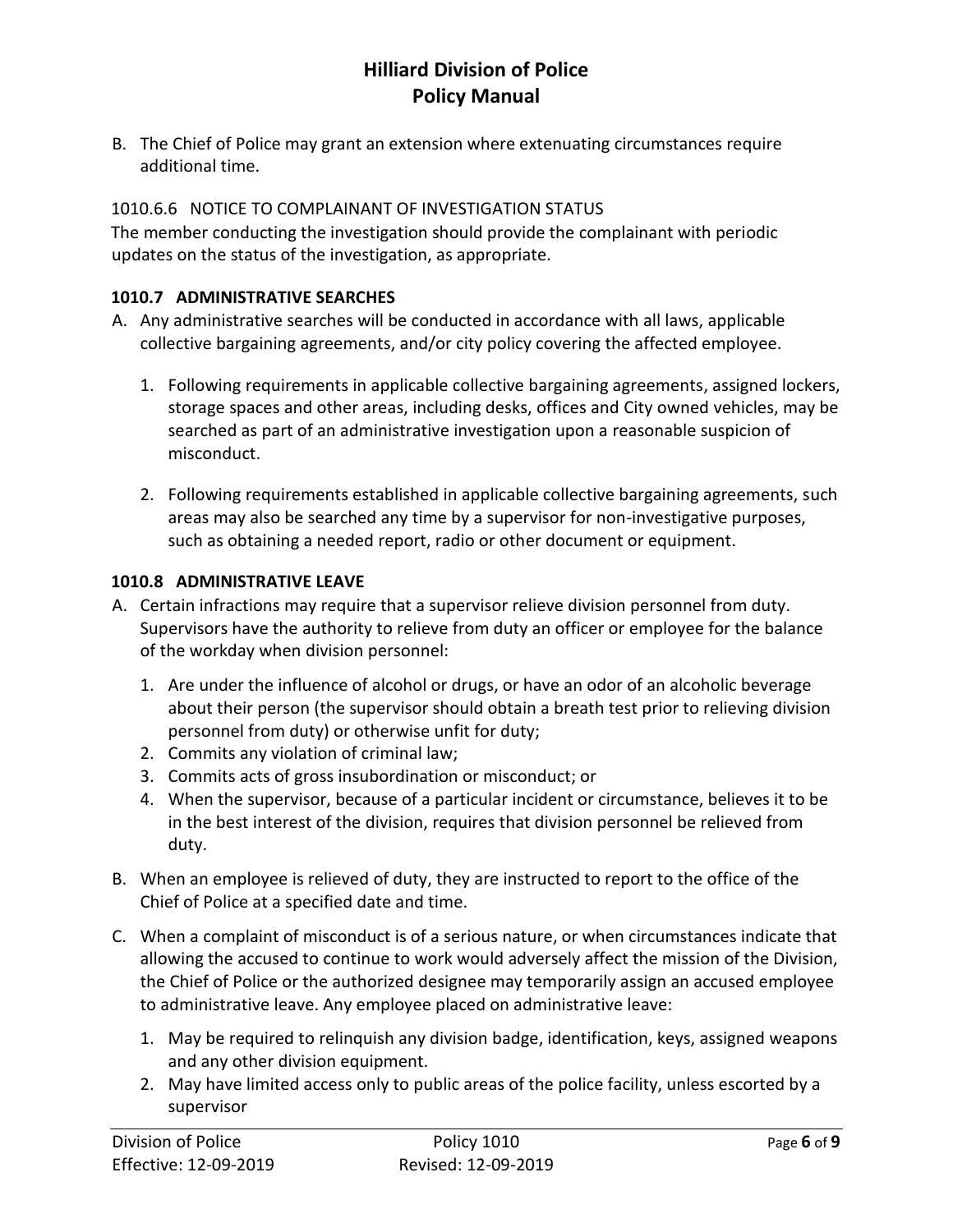B. The Chief of Police may grant an extension where extenuating circumstances require additional time.

1010.6.6 NOTICE TO COMPLAINANT OF INVESTIGATION STATUS

The member conducting the investigation should provide the complainant with periodic updates on the status of the investigation, as appropriate.

### 1010.7 ADMINISTRATIVE SEARCHES

A. Any administrative searches will be conducted in accordance with all laws, applicable collective bargaining agreements, and/or city policy covering the affected employee.

   1. Following requirements in applicable collective bargaining agreements, assigned lockers, storage spaces and other areas, including desks, offices and City owned vehicles, may be searched as part of an administrative investigation upon a reasonable suspicion of misconduct.

   2. Following requirements established in applicable collective bargaining agreements, such areas may also be searched any time by a supervisor for non-investigative purposes, such as obtaining a needed report, radio or other document or equipment.

### 1010.8 ADMINISTRATIVE LEAVE

A. Certain infractions may require that a supervisor relieve division personnel from duty. Supervisors have the authority to relieve from duty an officer or employee for the balance of the workday when division personnel:

   1. Are under the influence of alcohol or drugs, or have an odor of an alcoholic beverage about their person (the supervisor should obtain a breath test prior to relieving division personnel from duty) or otherwise unfit for duty;
   2. Commits any violation of criminal law;
   3. Commits acts of gross insubordination or misconduct; or
   4. When the supervisor, because of a particular incident or circumstance, believes it to be in the best interest of the division, requires that division personnel be relieved from duty.

B. When an employee is relieved of duty, they are instructed to report to the office of the Chief of Police at a specified date and time.

C. When a complaint of misconduct is of a serious nature, or when circumstances indicate that allowing the accused to continue to work would adversely affect the mission of the Division, the Chief of Police or the authorized designee may temporarily assign an accused employee to administrative leave. Any employee placed on administrative leave:

   1. May be required to relinquish any division badge, identification, keys, assigned weapons and any other division equipment.
   2. May have limited access only to public areas of the police facility, unless escorted by a supervisor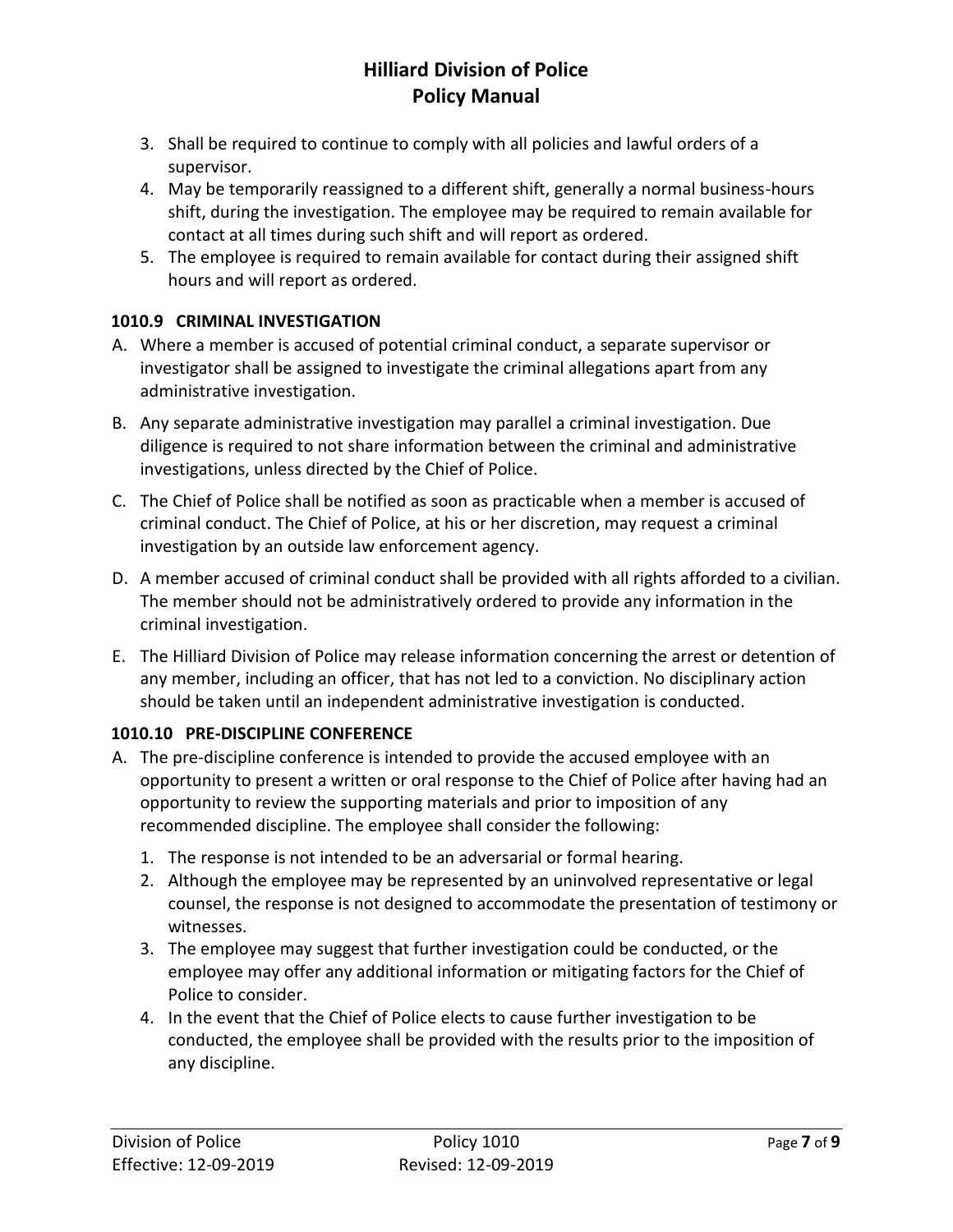3. Shall be required to continue to comply with all policies and lawful orders of a supervisor.
4. May be temporarily reassigned to a different shift, generally a normal business-hours shift, during the investigation. The employee may be required to remain available for contact at all times during such shift and will report as ordered.
5. The employee is required to remain available for contact during their assigned shift hours and will report as ordered.

### 1010.9 CRIMINAL INVESTIGATION

A. Where a member is accused of potential criminal conduct, a separate supervisor or investigator shall be assigned to investigate the criminal allegations apart from any administrative investigation.

B. Any separate administrative investigation may parallel a criminal investigation. Due diligence is required to not share information between the criminal and administrative investigations, unless directed by the Chief of Police.

C. The Chief of Police shall be notified as soon as practicable when a member is accused of criminal conduct. The Chief of Police, at his or her discretion, may request a criminal investigation by an outside law enforcement agency.

D. A member accused of criminal conduct shall be provided with all rights afforded to a civilian. The member should not be administratively ordered to provide any information in the criminal investigation.

E. The Hilliard Division of Police may release information concerning the arrest or detention of any member, including an officer, that has not led to a conviction. No disciplinary action should be taken until an independent administrative investigation is conducted.

### 1010.10 PRE-DISCIPLINE CONFERENCE

A. The pre-discipline conference is intended to provide the accused employee with an opportunity to present a written or oral response to the Chief of Police after having had an opportunity to review the supporting materials and prior to imposition of any recommended discipline. The employee shall consider the following:

1. The response is not intended to be an adversarial or formal hearing.
2. Although the employee may be represented by an uninvolved representative or legal counsel, the response is not designed to accommodate the presentation of testimony or witnesses.
3. The employee may suggest that further investigation could be conducted, or the employee may offer any additional information or mitigating factors for the Chief of Police to consider.
4. In the event that the Chief of Police elects to cause further investigation to be conducted, the employee shall be provided with the results prior to the imposition of any discipline.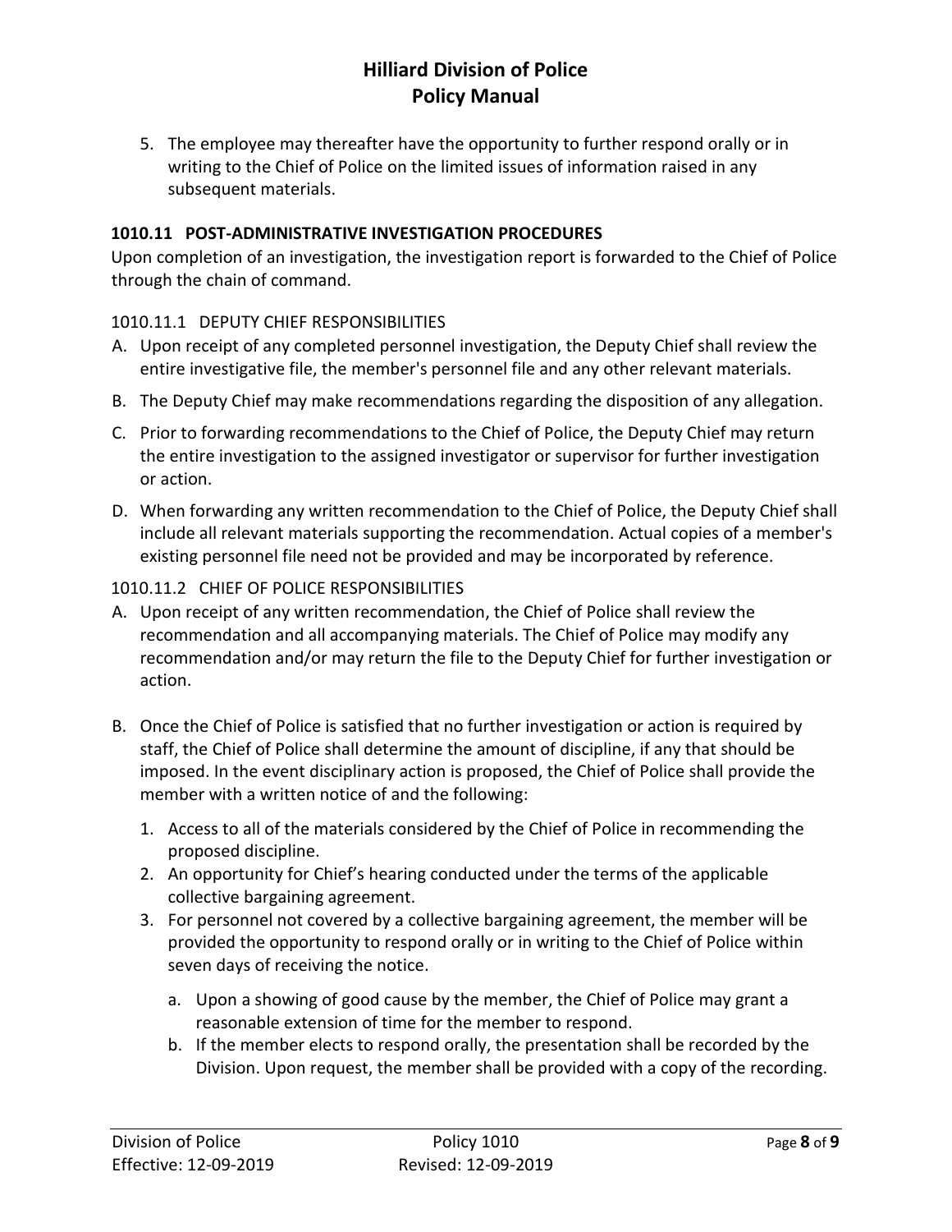5. The employee may thereafter have the opportunity to further respond orally or in writing to the Chief of Police on the limited issues of information raised in any subsequent materials.

### 1010.11 POST-ADMINISTRATIVE INVESTIGATION PROCEDURES

Upon completion of an investigation, the investigation report is forwarded to the Chief of Police through the chain of command.

#### 1010.11.1 DEPUTY CHIEF RESPONSIBILITIES

A. Upon receipt of any completed personnel investigation, the Deputy Chief shall review the entire investigative file, the member's personnel file and any other relevant materials.

B. The Deputy Chief may make recommendations regarding the disposition of any allegation.

C. Prior to forwarding recommendations to the Chief of Police, the Deputy Chief may return the entire investigation to the assigned investigator or supervisor for further investigation or action.

D. When forwarding any written recommendation to the Chief of Police, the Deputy Chief shall include all relevant materials supporting the recommendation. Actual copies of a member's existing personnel file need not be provided and may be incorporated by reference.

#### 1010.11.2 CHIEF OF POLICE RESPONSIBILITIES

A. Upon receipt of any written recommendation, the Chief of Police shall review the recommendation and all accompanying materials. The Chief of Police may modify any recommendation and/or may return the file to the Deputy Chief for further investigation or action.

B. Once the Chief of Police is satisfied that no further investigation or action is required by staff, the Chief of Police shall determine the amount of discipline, if any that should be imposed. In the event disciplinary action is proposed, the Chief of Police shall provide the member with a written notice of and the following:

   1. Access to all of the materials considered by the Chief of Police in recommending the proposed discipline.
   2. An opportunity for Chief's hearing conducted under the terms of the applicable collective bargaining agreement.
   3. For personnel not covered by a collective bargaining agreement, the member will be provided the opportunity to respond orally or in writing to the Chief of Police within seven days of receiving the notice.

      a. Upon a showing of good cause by the member, the Chief of Police may grant a reasonable extension of time for the member to respond.
      b. If the member elects to respond orally, the presentation shall be recorded by the Division. Upon request, the member shall be provided with a copy of the recording.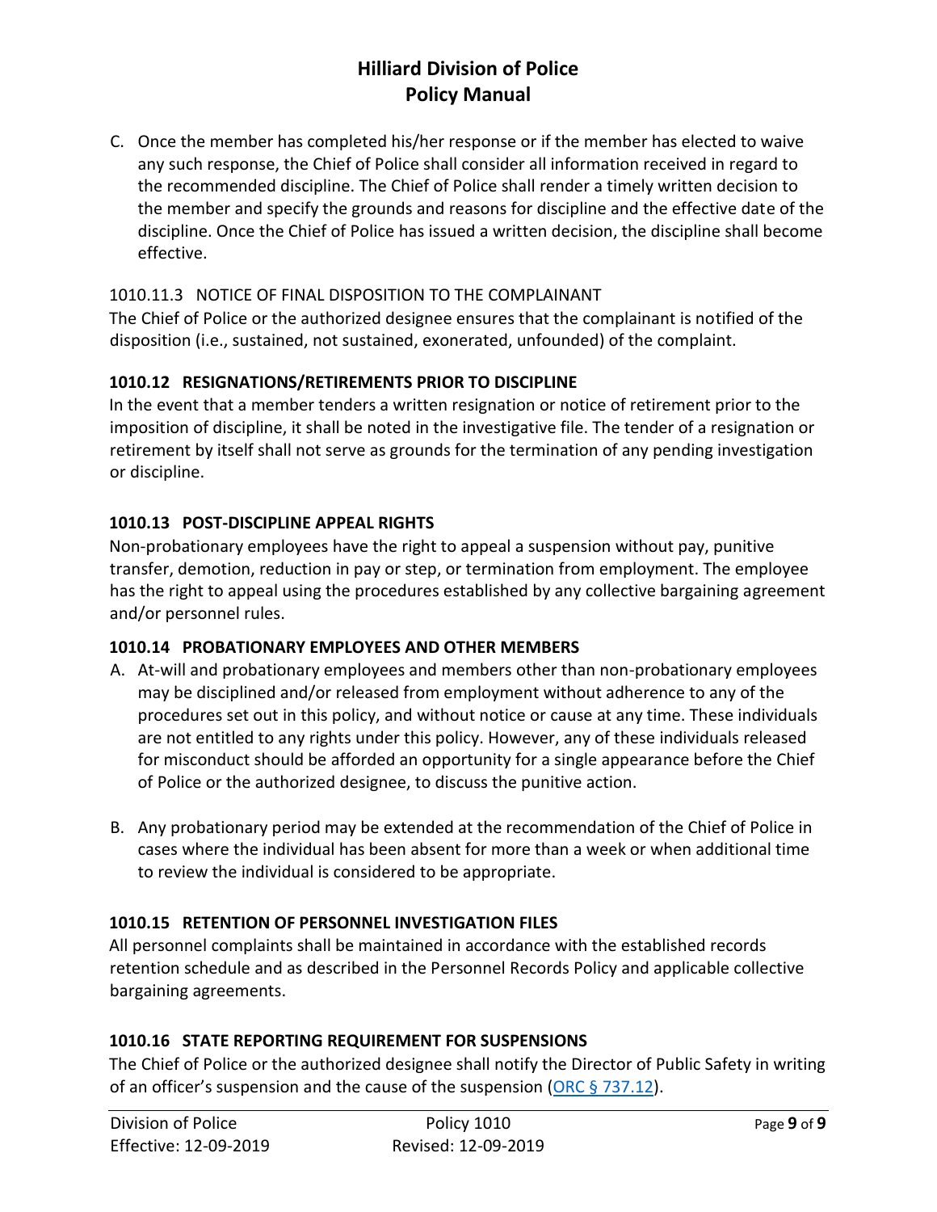C. Once the member has completed his/her response or if the member has elected to waive any such response, the Chief of Police shall consider all information received in regard to the recommended discipline. The Chief of Police shall render a timely written decision to the member and specify the grounds and reasons for discipline and the effective date of the discipline. Once the Chief of Police has issued a written decision, the discipline shall become effective.

1010.11.3 NOTICE OF FINAL DISPOSITION TO THE COMPLAINANT

The Chief of Police or the authorized designee ensures that the complainant is notified of the disposition (i.e., sustained, not sustained, exonerated, unfounded) of the complaint.

### 1010.12 RESIGNATIONS/RETIREMENTS PRIOR TO DISCIPLINE

In the event that a member tenders a written resignation or notice of retirement prior to the imposition of discipline, it shall be noted in the investigative file. The tender of a resignation or retirement by itself shall not serve as grounds for the termination of any pending investigation or discipline.

### 1010.13 POST-DISCIPLINE APPEAL RIGHTS

Non-probationary employees have the right to appeal a suspension without pay, punitive transfer, demotion, reduction in pay or step, or termination from employment. The employee has the right to appeal using the procedures established by any collective bargaining agreement and/or personnel rules.

### 1010.14 PROBATIONARY EMPLOYEES AND OTHER MEMBERS

A. At-will and probationary employees and members other than non-probationary employees may be disciplined and/or released from employment without adherence to any of the procedures set out in this policy, and without notice or cause at any time. These individuals are not entitled to any rights under this policy. However, any of these individuals released for misconduct should be afforded an opportunity for a single appearance before the Chief of Police or the authorized designee, to discuss the punitive action.

B. Any probationary period may be extended at the recommendation of the Chief of Police in cases where the individual has been absent for more than a week or when additional time to review the individual is considered to be appropriate.

### 1010.15 RETENTION OF PERSONNEL INVESTIGATION FILES

All personnel complaints shall be maintained in accordance with the established records retention schedule and as described in the Personnel Records Policy and applicable collective bargaining agreements.

### 1010.16 STATE REPORTING REQUIREMENT FOR SUSPENSIONS

The Chief of Police or the authorized designee shall notify the Director of Public Safety in writing of an officer's suspension and the cause of the suspension (ORC § 737.12).